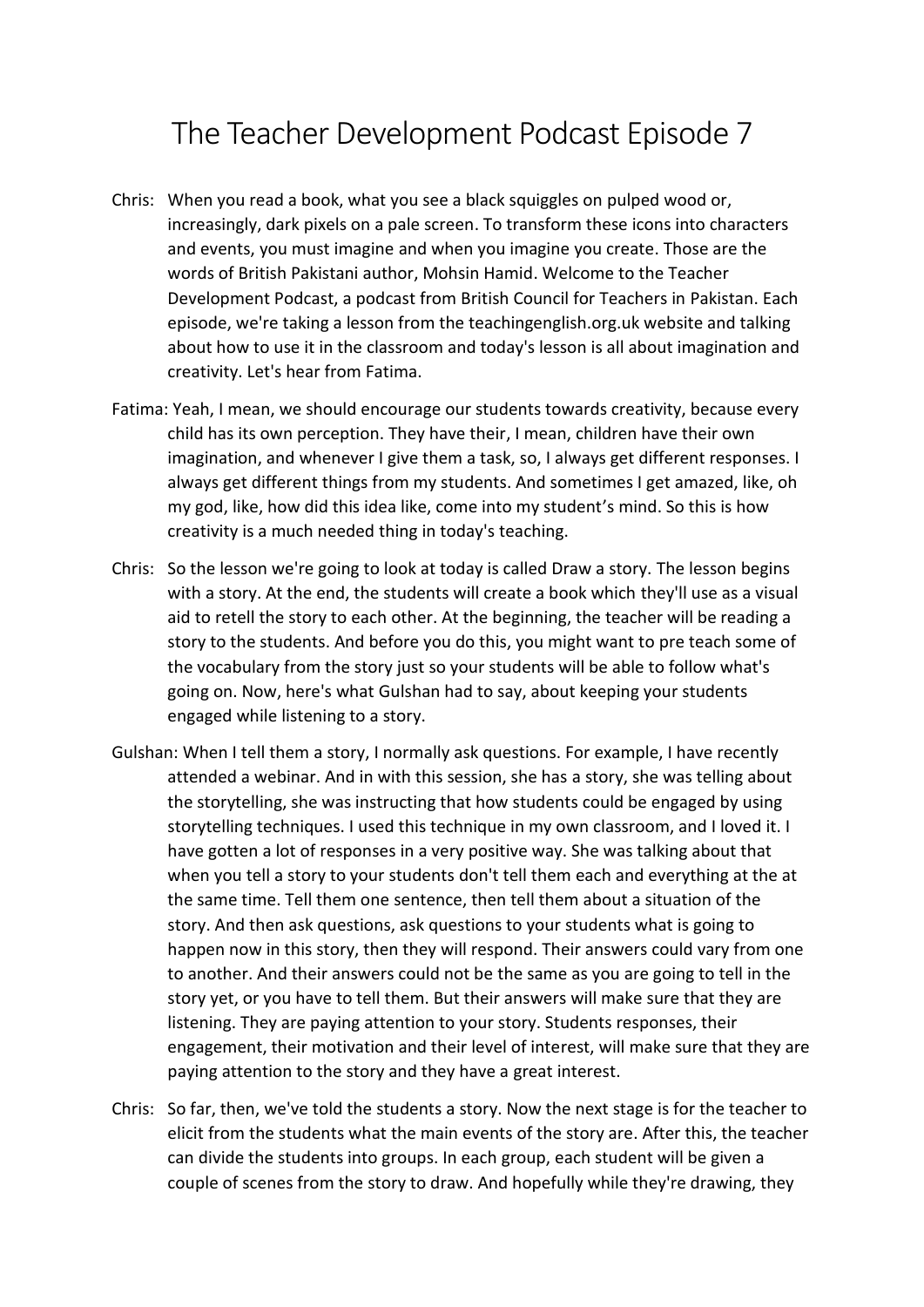# The Teacher Development Podcast Episode 7

Chris: When you read a book, what you see a black squiggles on pulped wood or, increasingly, dark pixels on a pale screen. To transform these icons into characters and events, you must imagine and when you imagine you create. Those are the words of British Pakistani author, Mohsin Hamid. Welcome to the Teacher Development Podcast, a podcast from British Council for Teachers in Pakistan. Each episode, we're taking a lesson from the teachingenglish.org.uk website and talking about how to use it in the classroom and today's lesson is all about imagination and creativity. Let's hear from Fatima.

Fatima: Yeah, I mean, we should encourage our students towards creativity, because every child has its own perception. They have their, I mean, children have their own imagination, and whenever I give them a task, so, I always get different responses. I always get different things from my students. And sometimes I get amazed, like, oh my god, like, how did this idea like, come into my student's mind. So this is how creativity is a much needed thing in today's teaching.

Chris: So the lesson we're going to look at today is called Draw a story. The lesson begins with a story. At the end, the students will create a book which they'll use as a visual aid to retell the story to each other. At the beginning, the teacher will be reading a story to the students. And before you do this, you might want to pre teach some of the vocabulary from the story just so your students will be able to follow what's going on. Now, here's what Gulshan had to say, about keeping your students engaged while listening to a story.

Gulshan: When I tell them a story, I normally ask questions. For example, I have recently attended a webinar. And in with this session, she has a story, she was telling about the storytelling, she was instructing that how students could be engaged by using storytelling techniques. I used this technique in my own classroom, and I loved it. I have gotten a lot of responses in a very positive way. She was talking about that when you tell a story to your students don't tell them each and everything at the at the same time. Tell them one sentence, then tell them about a situation of the story. And then ask questions, ask questions to your students what is going to happen now in this story, then they will respond. Their answers could vary from one to another. And their answers could not be the same as you are going to tell in the story yet, or you have to tell them. But their answers will make sure that they are listening. They are paying attention to your story. Students responses, their engagement, their motivation and their level of interest, will make sure that they are paying attention to the story and they have a great interest.

Chris: So far, then, we've told the students a story. Now the next stage is for the teacher to elicit from the students what the main events of the story are. After this, the teacher can divide the students into groups. In each group, each student will be given a couple of scenes from the story to draw. And hopefully while they're drawing, they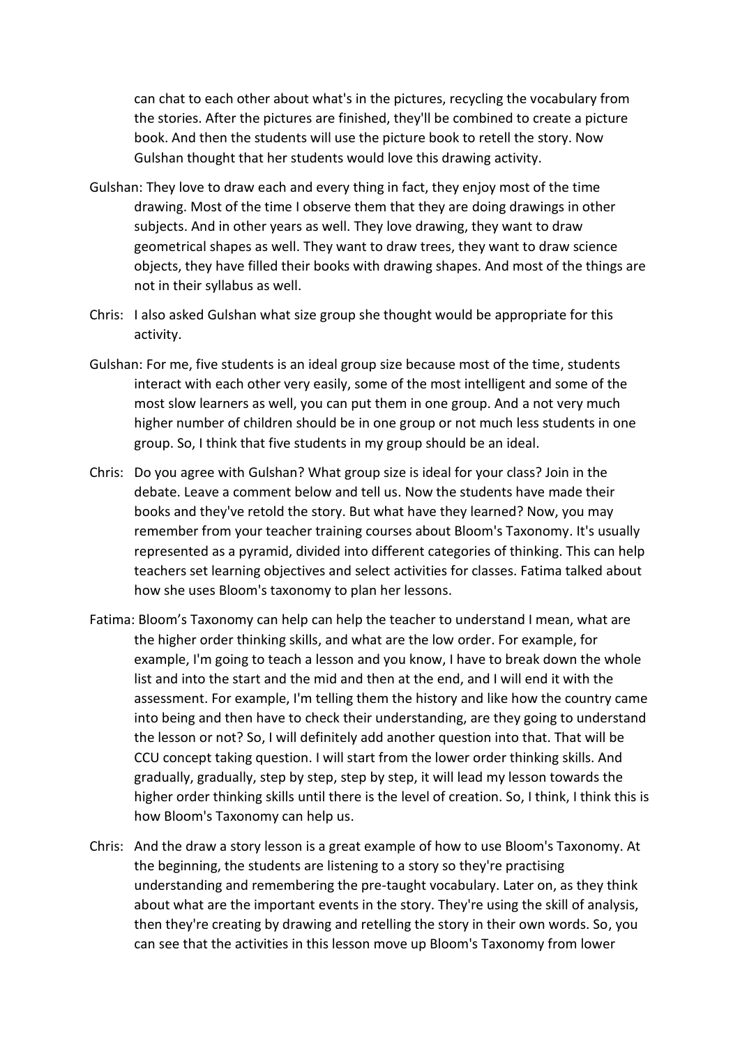can chat to each other about what's in the pictures, recycling the vocabulary from the stories. After the pictures are finished, they'll be combined to create a picture book. And then the students will use the picture book to retell the story. Now Gulshan thought that her students would love this drawing activity.

Gulshan: They love to draw each and every thing in fact, they enjoy most of the time drawing. Most of the time I observe them that they are doing drawings in other subjects. And in other years as well. They love drawing, they want to draw geometrical shapes as well. They want to draw trees, they want to draw science objects, they have filled their books with drawing shapes. And most of the things are not in their syllabus as well.

Chris: I also asked Gulshan what size group she thought would be appropriate for this activity.

Gulshan: For me, five students is an ideal group size because most of the time, students interact with each other very easily, some of the most intelligent and some of the most slow learners as well, you can put them in one group. And a not very much higher number of children should be in one group or not much less students in one group. So, I think that five students in my group should be an ideal.

Chris: Do you agree with Gulshan? What group size is ideal for your class? Join in the debate. Leave a comment below and tell us. Now the students have made their books and they've retold the story. But what have they learned? Now, you may remember from your teacher training courses about Bloom's Taxonomy. It's usually represented as a pyramid, divided into different categories of thinking. This can help teachers set learning objectives and select activities for classes. Fatima talked about how she uses Bloom's taxonomy to plan her lessons.

Fatima: Bloom's Taxonomy can help can help the teacher to understand I mean, what are the higher order thinking skills, and what are the low order. For example, for example, I'm going to teach a lesson and you know, I have to break down the whole list and into the start and the mid and then at the end, and I will end it with the assessment. For example, I'm telling them the history and like how the country came into being and then have to check their understanding, are they going to understand the lesson or not? So, I will definitely add another question into that. That will be CCU concept taking question. I will start from the lower order thinking skills. And gradually, gradually, step by step, step by step, it will lead my lesson towards the higher order thinking skills until there is the level of creation. So, I think, I think this is how Bloom's Taxonomy can help us.

Chris: And the draw a story lesson is a great example of how to use Bloom's Taxonomy. At the beginning, the students are listening to a story so they're practising understanding and remembering the pre-taught vocabulary. Later on, as they think about what are the important events in the story. They're using the skill of analysis, then they're creating by drawing and retelling the story in their own words. So, you can see that the activities in this lesson move up Bloom's Taxonomy from lower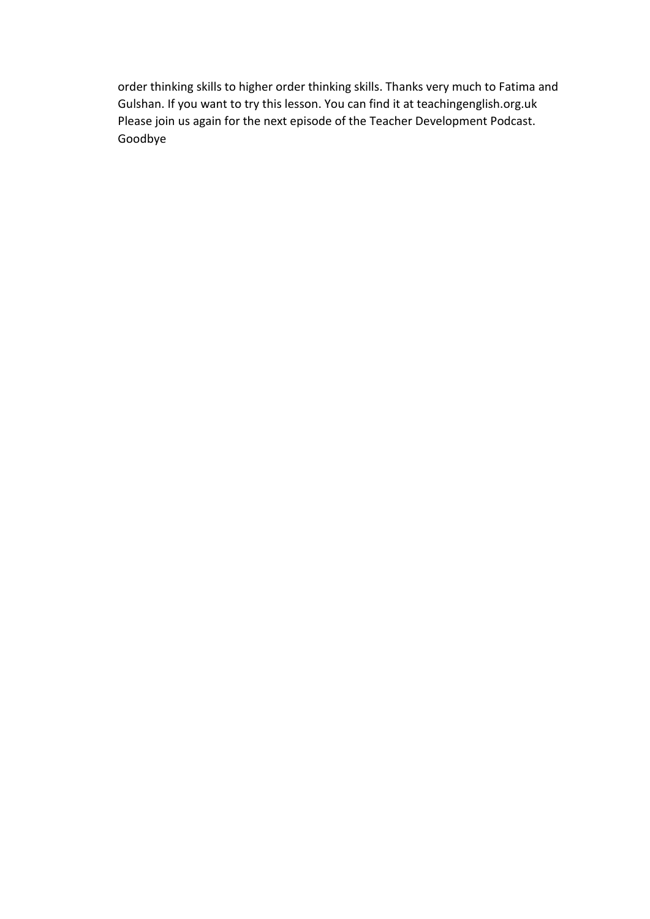order thinking skills to higher order thinking skills. Thanks very much to Fatima and Gulshan. If you want to try this lesson. You can find it at teachingenglish.org.uk Please join us again for the next episode of the Teacher Development Podcast. Goodbye